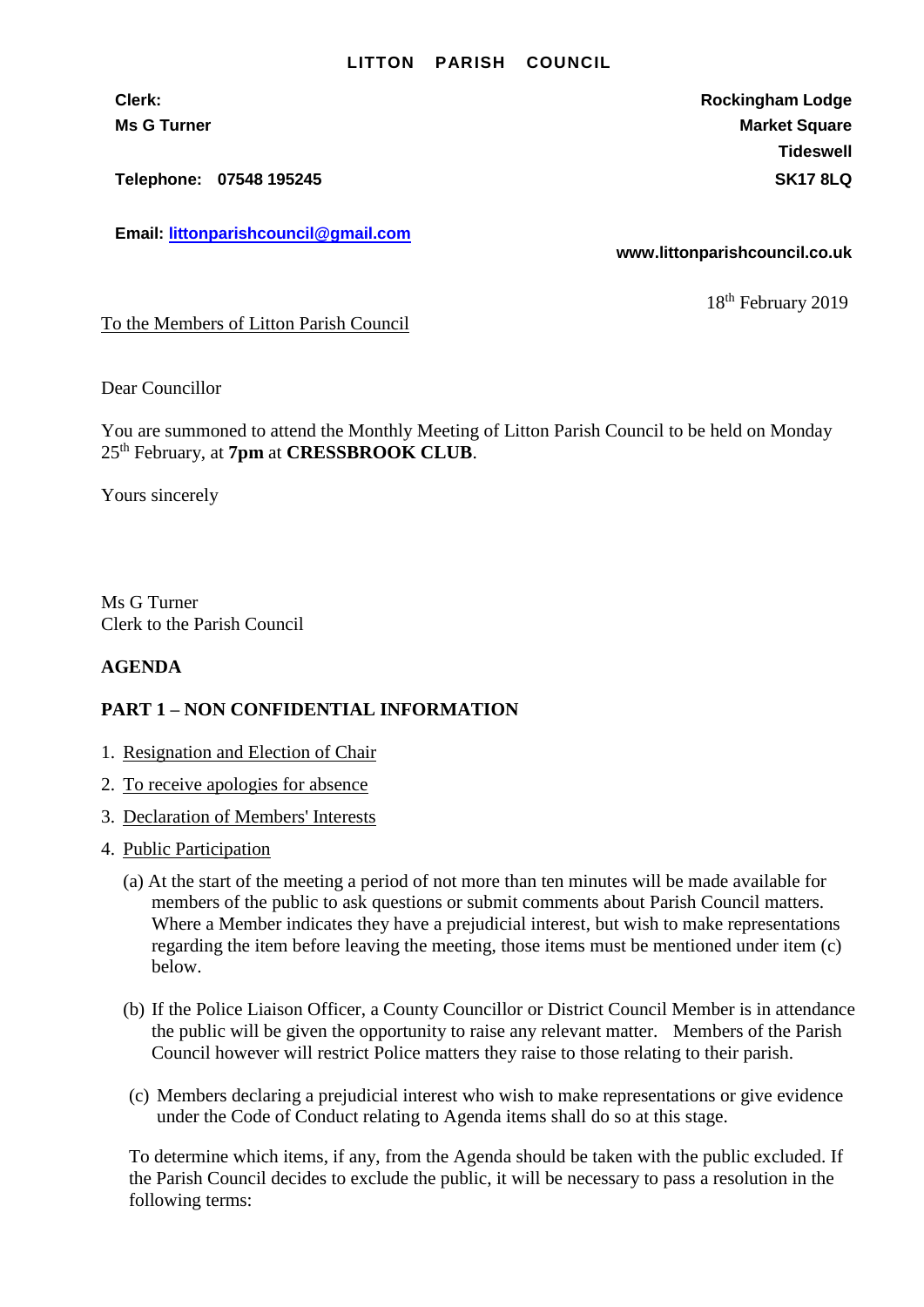# LITTON PARISH COUNCIL

**Clerk:**
**Ms G Turner**

**Telephone: 07548 195245**

**Email: littonparishcouncil@gmail.com**

**Rockingham Lodge**
**Market Square**
**Tideswell**
**SK17 8LQ**

**www.littonparishcouncil.co.uk**

18th February 2019

To the Members of Litton Parish Council

Dear Councillor

You are summoned to attend the Monthly Meeting of Litton Parish Council to be held on Monday 25th February, at **7pm** at **CRESSBROOK CLUB**.

Yours sincerely

Ms G Turner
Clerk to the Parish Council

**AGENDA**

**PART 1 – NON CONFIDENTIAL INFORMATION**

1. Resignation and Election of Chair
2. To receive apologies for absence
3. Declaration of Members' Interests
4. Public Participation

   (a) At the start of the meeting a period of not more than ten minutes will be made available for members of the public to ask questions or submit comments about Parish Council matters. Where a Member indicates they have a prejudicial interest, but wish to make representations regarding the item before leaving the meeting, those items must be mentioned under item (c) below.

   (b) If the Police Liaison Officer, a County Councillor or District Council Member is in attendance the public will be given the opportunity to raise any relevant matter. Members of the Parish Council however will restrict Police matters they raise to those relating to their parish.

   (c) Members declaring a prejudicial interest who wish to make representations or give evidence under the Code of Conduct relating to Agenda items shall do so at this stage.

   To determine which items, if any, from the Agenda should be taken with the public excluded. If the Parish Council decides to exclude the public, it will be necessary to pass a resolution in the following terms: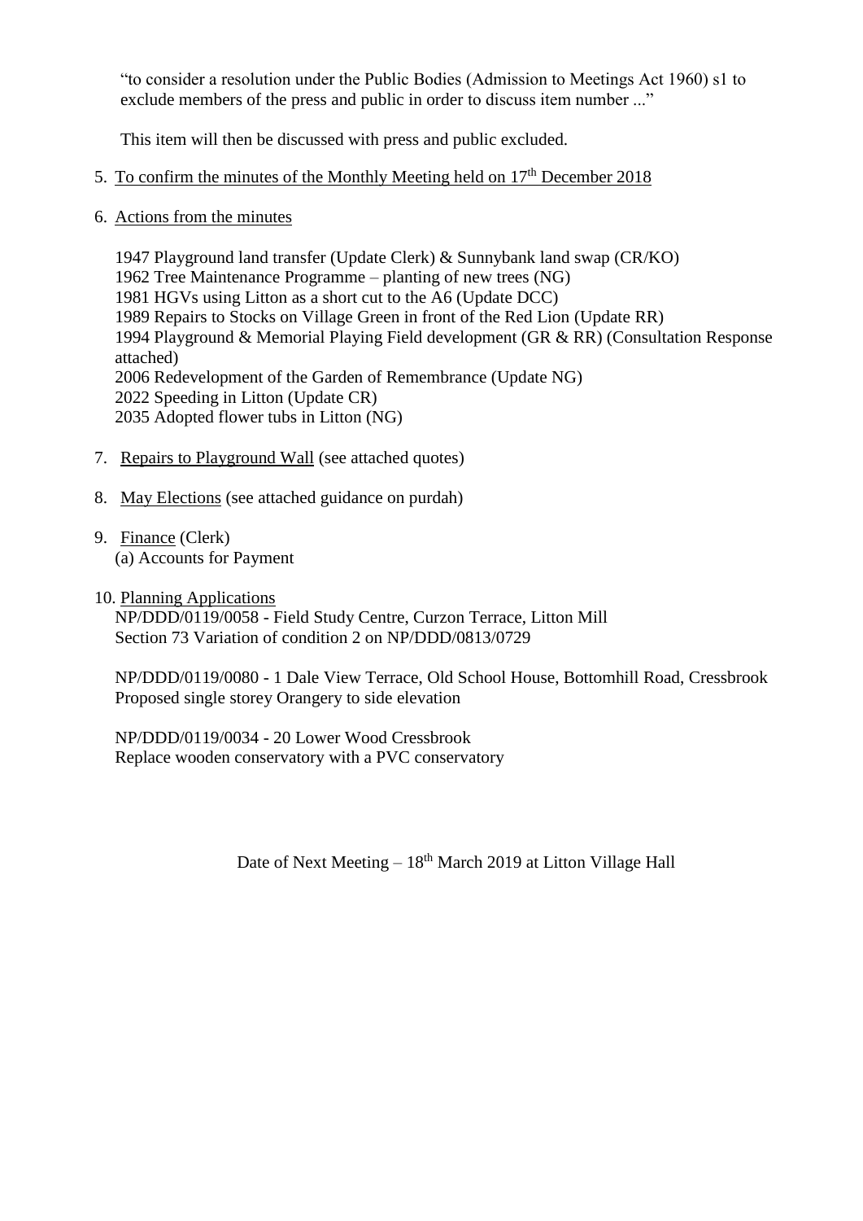"to consider a resolution under the Public Bodies (Admission to Meetings Act 1960) s1 to exclude members of the press and public in order to discuss item number ..."

This item will then be discussed with press and public excluded.

5. <u>To confirm the minutes of the Monthly Meeting held on 17th December 2018</u>

6. <u>Actions from the minutes</u>

   1947 Playground land transfer (Update Clerk) & Sunnybank land swap (CR/KO)
   1962 Tree Maintenance Programme – planting of new trees (NG)
   1981 HGVs using Litton as a short cut to the A6 (Update DCC)
   1989 Repairs to Stocks on Village Green in front of the Red Lion (Update RR)
   1994 Playground & Memorial Playing Field development (GR & RR) (Consultation Response attached)
   2006 Redevelopment of the Garden of Remembrance (Update NG)
   2022 Speeding in Litton (Update CR)
   2035 Adopted flower tubs in Litton (NG)

7. <u>Repairs to Playground Wall</u> (see attached quotes)

8. <u>May Elections</u> (see attached guidance on purdah)

9. <u>Finance</u> (Clerk)
   (a) Accounts for Payment

10. <u>Planning Applications</u>
    NP/DDD/0119/0058 - Field Study Centre, Curzon Terrace, Litton Mill
    Section 73 Variation of condition 2 on NP/DDD/0813/0729

    NP/DDD/0119/0080 - 1 Dale View Terrace, Old School House, Bottomhill Road, Cressbrook
    Proposed single storey Orangery to side elevation

    NP/DDD/0119/0034 - 20 Lower Wood Cressbrook
    Replace wooden conservatory with a PVC conservatory

Date of Next Meeting – 18th March 2019 at Litton Village Hall